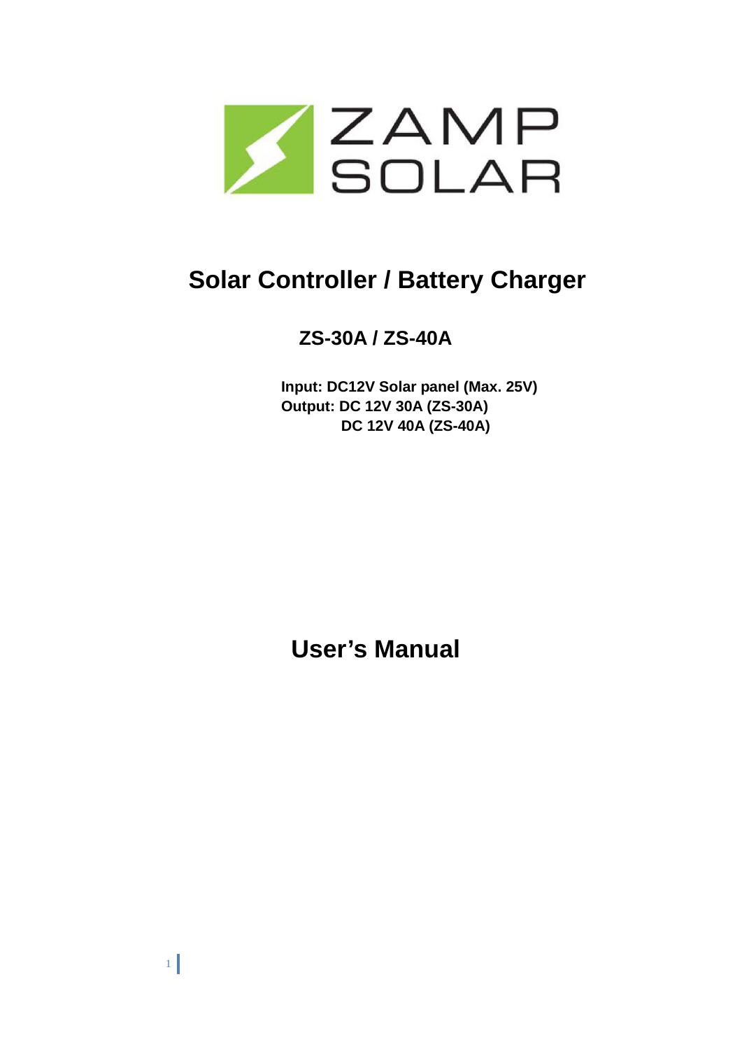ZAMP SOLAR

# Solar Controller / Battery Charger

## ZS-30A / ZS-40A

**Input: DC12V Solar panel (Max. 25V)**
**Output: DC 12V 30A (ZS-30A)**
**DC 12V 40A (ZS-40A)**

# User's Manual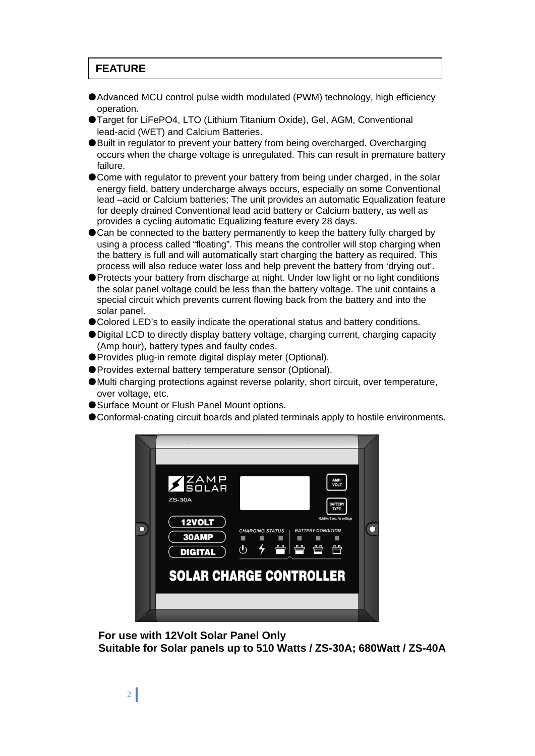## FEATURE

- Advanced MCU control pulse width modulated (PWM) technology, high efficiency operation.
- Target for LiFePO4, LTO (Lithium Titanium Oxide), Gel, AGM, Conventional lead-acid (WET) and Calcium Batteries.
- Built in regulator to prevent your battery from being overcharged. Overcharging occurs when the charge voltage is unregulated. This can result in premature battery failure.
- Come with regulator to prevent your battery from being under charged, in the solar energy field, battery undercharge always occurs, especially on some Conventional lead –acid or Calcium batteries; The unit provides an automatic Equalization feature for deeply drained Conventional lead acid battery or Calcium battery, as well as provides a cycling automatic Equalizing feature every 28 days.
- Can be connected to the battery permanently to keep the battery fully charged by using a process called "floating". This means the controller will stop charging when the battery is full and will automatically start charging the battery as required. This process will also reduce water loss and help prevent the battery from 'drying out'.
- Protects your battery from discharge at night. Under low light or no light conditions the solar panel voltage could be less than the battery voltage. The unit contains a special circuit which prevents current flowing back from the battery and into the solar panel.
- Colored LED's to easily indicate the operational status and battery conditions.
- Digital LCD to directly display battery voltage, charging current, charging capacity (Amp hour), battery types and faulty codes.
- Provides plug-in remote digital display meter (Optional).
- Provides external battery temperature sensor (Optional).
- Multi charging protections against reverse polarity, short circuit, over temperature, over voltage, etc.
- Surface Mount or Flush Panel Mount options.
- Conformal-coating circuit boards and plated terminals apply to hostile environments.

**For use with 12Volt Solar Panel Only**
**Suitable for Solar panels up to 510 Watts / ZS-30A; 680Watt / ZS-40A**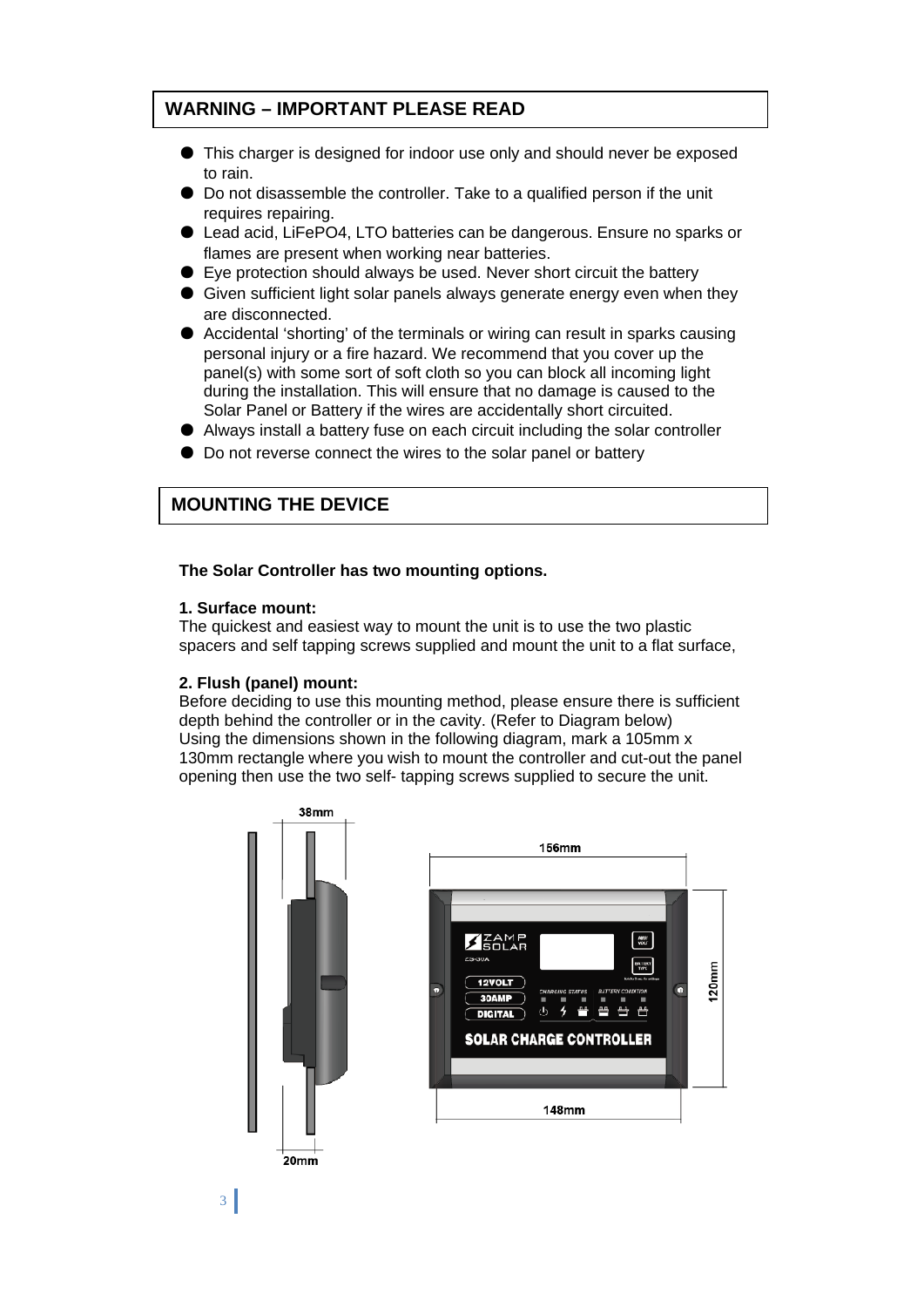## WARNING – IMPORTANT PLEASE READ

- This charger is designed for indoor use only and should never be exposed to rain.
- Do not disassemble the controller. Take to a qualified person if the unit requires repairing.
- Lead acid, LiFePO4, LTO batteries can be dangerous. Ensure no sparks or flames are present when working near batteries.
- Eye protection should always be used. Never short circuit the battery
- Given sufficient light solar panels always generate energy even when they are disconnected.
- Accidental 'shorting' of the terminals or wiring can result in sparks causing personal injury or a fire hazard. We recommend that you cover up the panel(s) with some sort of soft cloth so you can block all incoming light during the installation. This will ensure that no damage is caused to the Solar Panel or Battery if the wires are accidentally short circuited.
- Always install a battery fuse on each circuit including the solar controller
- Do not reverse connect the wires to the solar panel or battery

## MOUNTING THE DEVICE

**The Solar Controller has two mounting options.**

**1. Surface mount:**
The quickest and easiest way to mount the unit is to use the two plastic spacers and self tapping screws supplied and mount the unit to a flat surface,

**2. Flush (panel) mount:**
Before deciding to use this mounting method, please ensure there is sufficient depth behind the controller or in the cavity. (Refer to Diagram below)
Using the dimensions shown in the following diagram, mark a 105mm x 130mm rectangle where you wish to mount the controller and cut-out the panel opening then use the two self- tapping screws supplied to secure the unit.

38mm

20mm

156mm

120mm

148mm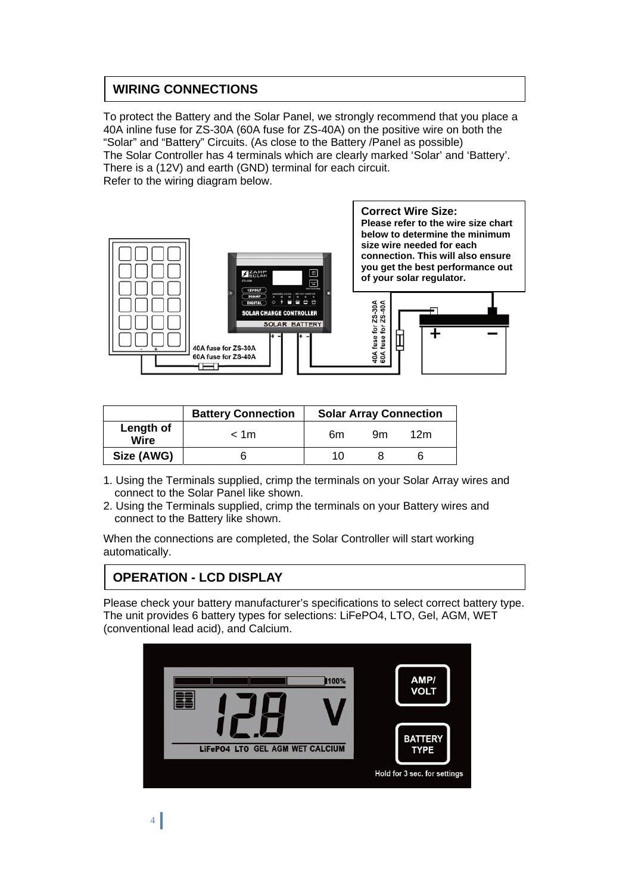## WIRING CONNECTIONS

To protect the Battery and the Solar Panel, we strongly recommend that you place a 40A inline fuse for ZS-30A (60A fuse for ZS-40A) on the positive wire on both the "Solar" and "Battery" Circuits. (As close to the Battery /Panel as possible)
The Solar Controller has 4 terminals which are clearly marked 'Solar' and 'Battery'. There is a (12V) and earth (GND) terminal for each circuit.
Refer to the wiring diagram below.

**Correct Wire Size:**
**Please refer to the wire size chart below to determine the minimum size wire needed for each connection. This will also ensure you get the best performance out of your solar regulator.**

| | Battery Connection | Solar Array Connection | | |
|---|---|---|---|---|
| **Length of Wire** | < 1m | 6m | 9m | 12m |
| **Size (AWG)** | 6 | 10 | 8 | 6 |

1. Using the Terminals supplied, crimp the terminals on your Solar Array wires and connect to the Solar Panel like shown.
2. Using the Terminals supplied, crimp the terminals on your Battery wires and connect to the Battery like shown.

When the connections are completed, the Solar Controller will start working automatically.

## OPERATION - LCD DISPLAY

Please check your battery manufacturer's specifications to select correct battery type. The unit provides 6 battery types for selections: LiFePO4, LTO, Gel, AGM, WET (conventional lead acid), and Calcium.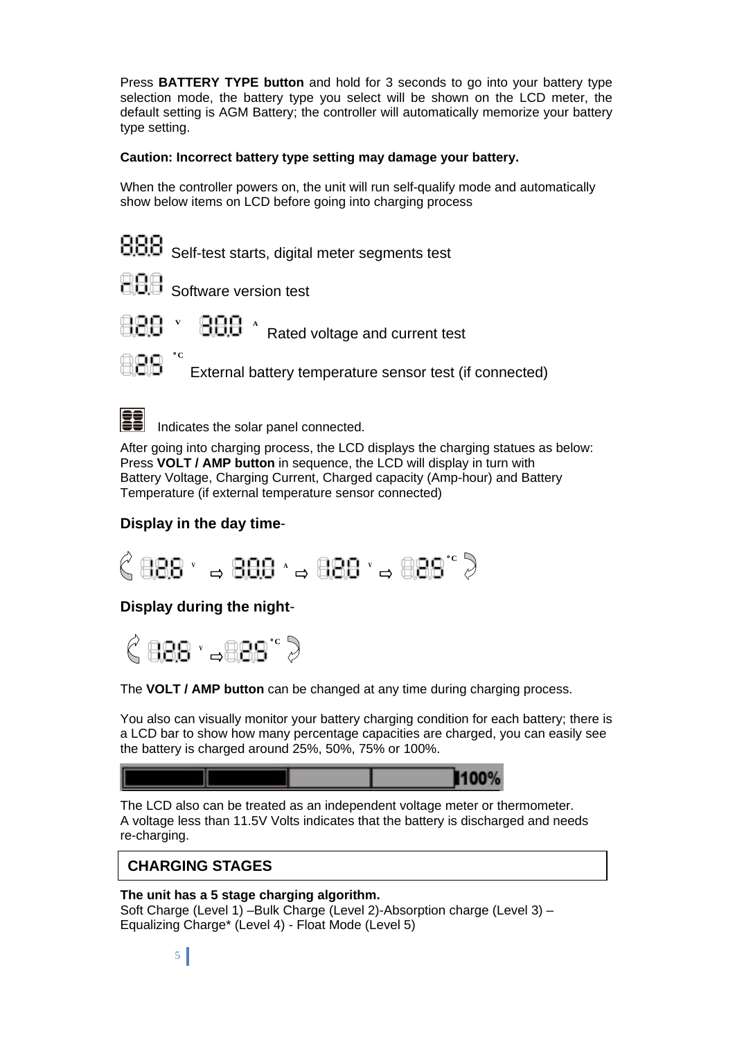Press **BATTERY TYPE button** and hold for 3 seconds to go into your battery type selection mode, the battery type you select will be shown on the LCD meter, the default setting is AGM Battery; the controller will automatically memorize your battery type setting.

**Caution: Incorrect battery type setting may damage your battery.**

When the controller powers on, the unit will run self-qualify mode and automatically show below items on LCD before going into charging process

888 Self-test starts, digital meter segments test

888 Software version test

888 V 888 A Rated voltage and current test

888 °C External battery temperature sensor test (if connected)

Indicates the solar panel connected.

After going into charging process, the LCD displays the charging statues as below:
Press **VOLT / AMP button** in sequence, the LCD will display in turn with Battery Voltage, Charging Current, Charged capacity (Amp-hour) and Battery Temperature (if external temperature sensor connected)

**Display in the day time**-

888 V ⇨ 888 A ⇨ 888 V ⇨ 888 °C

**Display during the night**-

888 V ⇨ 888 °C

The **VOLT / AMP button** can be changed at any time during charging process.

You also can visually monitor your battery charging condition for each battery; there is a LCD bar to show how many percentage capacities are charged, you can easily see the battery is charged around 25%, 50%, 75% or 100%.

100%

The LCD also can be treated as an independent voltage meter or thermometer.
A voltage less than 11.5V Volts indicates that the battery is discharged and needs re-charging.

## CHARGING STAGES

**The unit has a 5 stage charging algorithm.**
Soft Charge (Level 1) –Bulk Charge (Level 2)-Absorption charge (Level 3) – Equalizing Charge* (Level 4) - Float Mode (Level 5)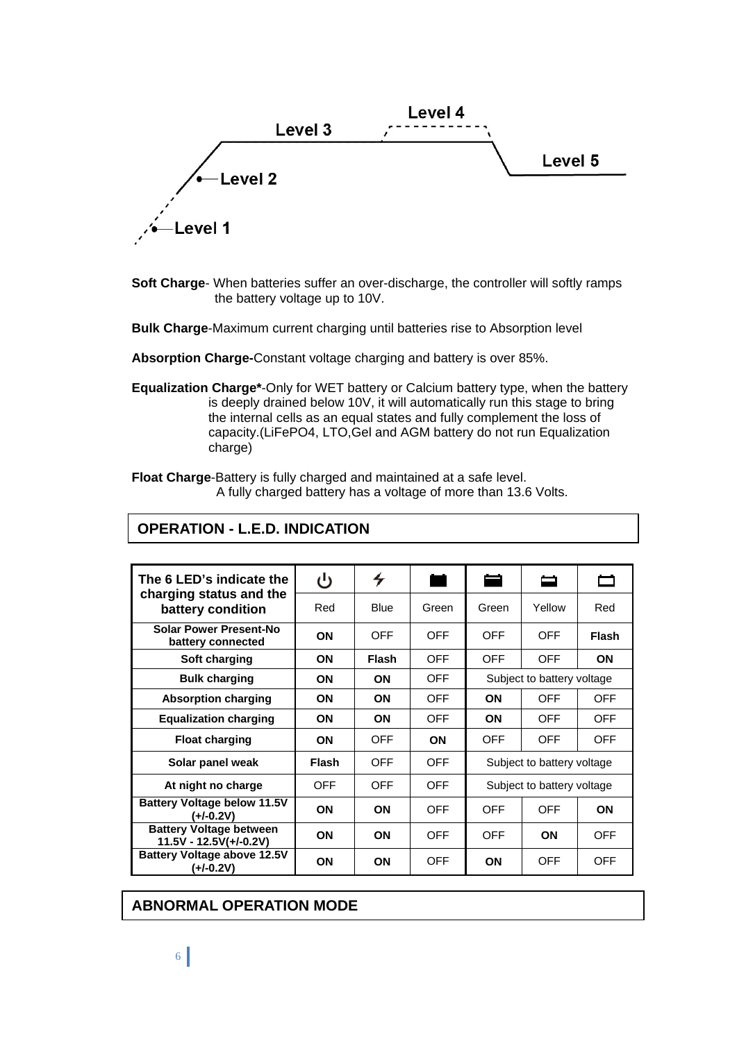Level 3

Level 4

Level 5

Level 2

Level 1

**Soft Charge**- When batteries suffer an over-discharge, the controller will softly ramps the battery voltage up to 10V.

**Bulk Charge**-Maximum current charging until batteries rise to Absorption level

**Absorption Charge-**Constant voltage charging and battery is over 85%.

**Equalization Charge***-Only for WET battery or Calcium battery type, when the battery is deeply drained below 10V, it will automatically run this stage to bring the internal cells as an equal states and fully complement the loss of capacity.(LiFePO4, LTO,Gel and AGM battery do not run Equalization charge)

**Float Charge**-Battery is fully charged and maintained at a safe level. A fully charged battery has a voltage of more than 13.6 Volts.

## OPERATION - L.E.D. INDICATION

| The 6 LED's indicate the charging status and the battery condition | ⏻ Red | ⚡ Blue | Green | Green | Yellow | Red |
|---|---|---|---|---|---|---|
| Solar Power Present-No battery connected | **ON** | OFF | OFF | OFF | OFF | **Flash** |
| Soft charging | **ON** | **Flash** | OFF | OFF | OFF | **ON** |
| Bulk charging | **ON** | **ON** | OFF | Subject to battery voltage | | |
| Absorption charging | **ON** | **ON** | OFF | **ON** | OFF | OFF |
| Equalization charging | **ON** | **ON** | OFF | **ON** | OFF | OFF |
| Float charging | **ON** | OFF | **ON** | OFF | OFF | OFF |
| Solar panel weak | **Flash** | OFF | OFF | Subject to battery voltage | | |
| At night no charge | OFF | OFF | OFF | Subject to battery voltage | | |
| Battery Voltage below 11.5V (+/-0.2V) | **ON** | **ON** | OFF | OFF | OFF | **ON** |
| Battery Voltage between 11.5V - 12.5V(+/-0.2V) | **ON** | **ON** | OFF | OFF | **ON** | OFF |
| Battery Voltage above 12.5V (+/-0.2V) | **ON** | **ON** | OFF | **ON** | OFF | OFF |

## ABNORMAL OPERATION MODE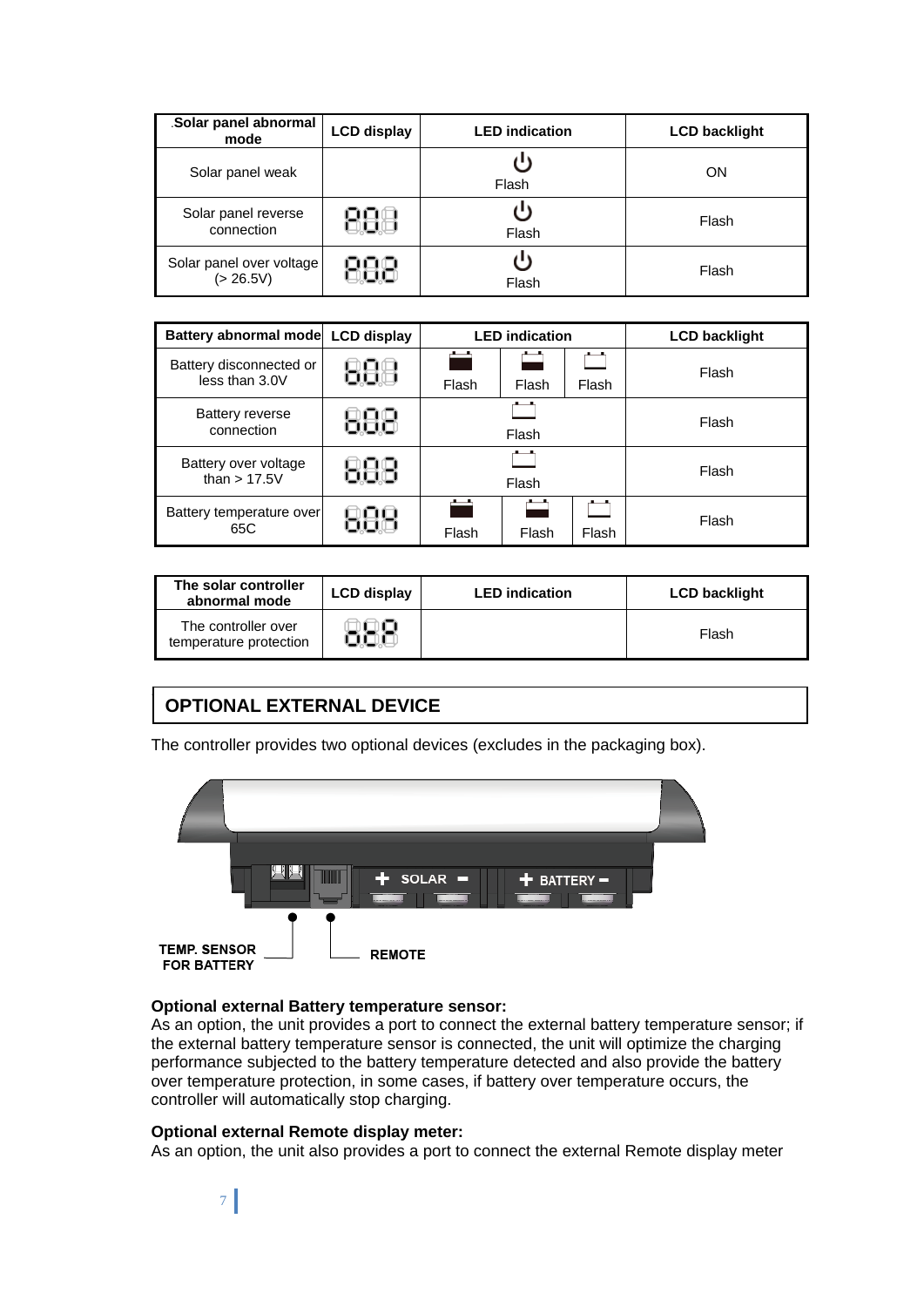| Solar panel abnormal mode | LCD display | LED indication | LCD backlight |
|---|---|---|---|
| Solar panel weak | | Flash | ON |
| Solar panel reverse connection | | Flash | Flash |
| Solar panel over voltage (> 26.5V) | | Flash | Flash |

| Battery abnormal mode | LCD display | LED indication | | | LCD backlight |
|---|---|---|---|---|---|
| Battery disconnected or less than 3.0V | | Flash | Flash | Flash | Flash |
| Battery reverse connection | | Flash | | | Flash |
| Battery over voltage than > 17.5V | | Flash | | | Flash |
| Battery temperature over 65C | | Flash | Flash | Flash | Flash |

| The solar controller abnormal mode | LCD display | LED indication | LCD backlight |
|---|---|---|---|
| The controller over temperature protection | | | Flash |

## OPTIONAL EXTERNAL DEVICE

The controller provides two optional devices (excludes in the packaging box).

TEMP. SENSOR FOR BATTERY

REMOTE

**Optional external Battery temperature sensor:**
As an option, the unit provides a port to connect the external battery temperature sensor; if the external battery temperature sensor is connected, the unit will optimize the charging performance subjected to the battery temperature detected and also provide the battery over temperature protection, in some cases, if battery over temperature occurs, the controller will automatically stop charging.

**Optional external Remote display meter:**
As an option, the unit also provides a port to connect the external Remote display meter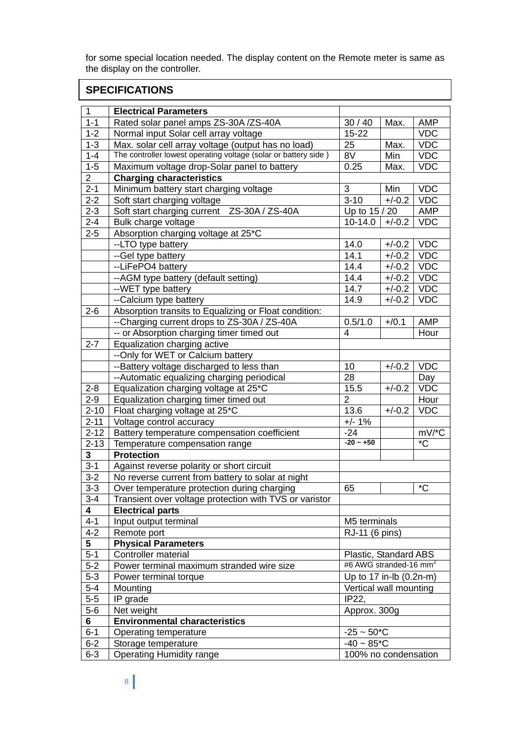for some special location needed. The display content on the Remote meter is same as the display on the controller.

## SPECIFICATIONS

| | | | | |
|---|---|---|---|---|
| 1 | **Electrical Parameters** | | | |
| 1-1 | Rated solar panel amps ZS-30A /ZS-40A | 30 / 40 | Max. | AMP |
| 1-2 | Normal input Solar cell array voltage | 15-22 | | VDC |
| 1-3 | Max. solar cell array voltage (output has no load) | 25 | Max. | VDC |
| 1-4 | The controller lowest operating voltage (solar or battery side ) | 8V | Min | VDC |
| 1-5 | Maximum voltage drop-Solar panel to battery | 0.25 | Max. | VDC |
| 2 | **Charging characteristics** | | | |
| 2-1 | Minimum battery start charging voltage | 3 | Min | VDC |
| 2-2 | Soft start charging voltage | 3-10 | +/-0.2 | VDC |
| 2-3 | Soft start charging current ZS-30A / ZS-40A | Up to 15 / 20 | | AMP |
| 2-4 | Bulk charge voltage | 10-14.0 | +/-0.2 | VDC |
| 2-5 | Absorption charging voltage at 25*C | | | |
| | --LTO type battery | 14.0 | +/-0.2 | VDC |
| | --Gel type battery | 14.1 | +/-0.2 | VDC |
| | --LiFePO4 battery | 14.4 | +/-0.2 | VDC |
| | --AGM type battery (default setting) | 14.4 | +/-0.2 | VDC |
| | --WET type battery | 14.7 | +/-0.2 | VDC |
| | --Calcium type battery | 14.9 | +/-0.2 | VDC |
| 2-6 | Absorption transits to Equalizing or Float condition: | | | |
| | --Charging current drops to ZS-30A / ZS-40A | 0.5/1.0 | +/0.1 | AMP |
| | -- or Absorption charging timer timed out | 4 | | Hour |
| 2-7 | Equalization charging active | | | |
| | --Only for WET or Calcium battery | | | |
| | --Battery voltage discharged to less than | 10 | +/-0.2 | VDC |
| | --Automatic equalizing charging periodical | 28 | | Day |
| 2-8 | Equalization charging voltage at 25*C | 15.5 | +/-0.2 | VDC |
| 2-9 | Equalization charging timer timed out | 2 | | Hour |
| 2-10 | Float charging voltage at 25*C | 13.6 | +/-0.2 | VDC |
| 2-11 | Voltage control accuracy | +/- 1% | | |
| 2-12 | Battery temperature compensation coefficient | -24 | | mV/*C |
| 2-13 | Temperature compensation range | -20 ~ +50 | | *C |
| **3** | **Protection** | | | |
| 3-1 | Against reverse polarity or short circuit | | | |
| 3-2 | No reverse current from battery to solar at night | | | |
| 3-3 | Over temperature protection during charging | 65 | | *C |
| 3-4 | Transient over voltage protection with TVS or varistor | | | |
| **4** | **Electrical parts** | | | |
| 4-1 | Input output terminal | M5 terminals | | |
| 4-2 | Remote port | RJ-11 (6 pins) | | |
| **5** | **Physical Parameters** | | | |
| 5-1 | Controller material | Plastic, Standard ABS | | |
| 5-2 | Power terminal maximum stranded wire size | #6 AWG stranded-16 $mm^2$ | | |
| 5-3 | Power terminal torque | Up to 17 in-lb (0.2n-m) | | |
| 5-4 | Mounting | Vertical wall mounting | | |
| 5-5 | IP grade | IP22, | | |
| 5-6 | Net weight | Approx. 300g | | |
| **6** | **Environmental characteristics** | | | |
| 6-1 | Operating temperature | -25 ~ 50*C | | |
| 6-2 | Storage temperature | -40 ~ 85*C | | |
| 6-3 | Operating Humidity range | 100% no condensation | | |